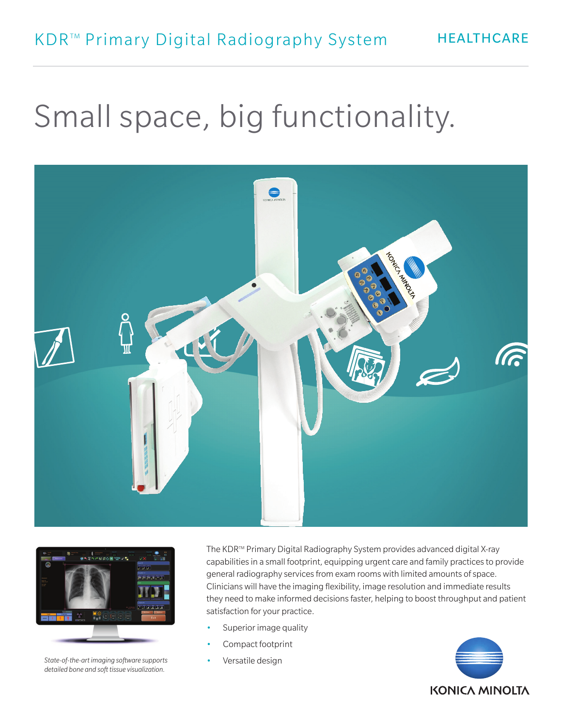KDR™ Primary Digital Radiography System

HEALTHCARE

# Small space, big functionality.

*State-of-the-art imaging software supports detailed bone and soft tissue visualization.*

The KDR™ Primary Digital Radiography System provides advanced digital X-ray capabilities in a small footprint, equipping urgent care and family practices to provide general radiography services from exam rooms with limited amounts of space. Clinicians will have the imaging flexibility, image resolution and immediate results they need to make informed decisions faster, helping to boost throughput and patient satisfaction for your practice.

- Superior image quality
- Compact footprint
- Versatile design

KONICA MINOLTA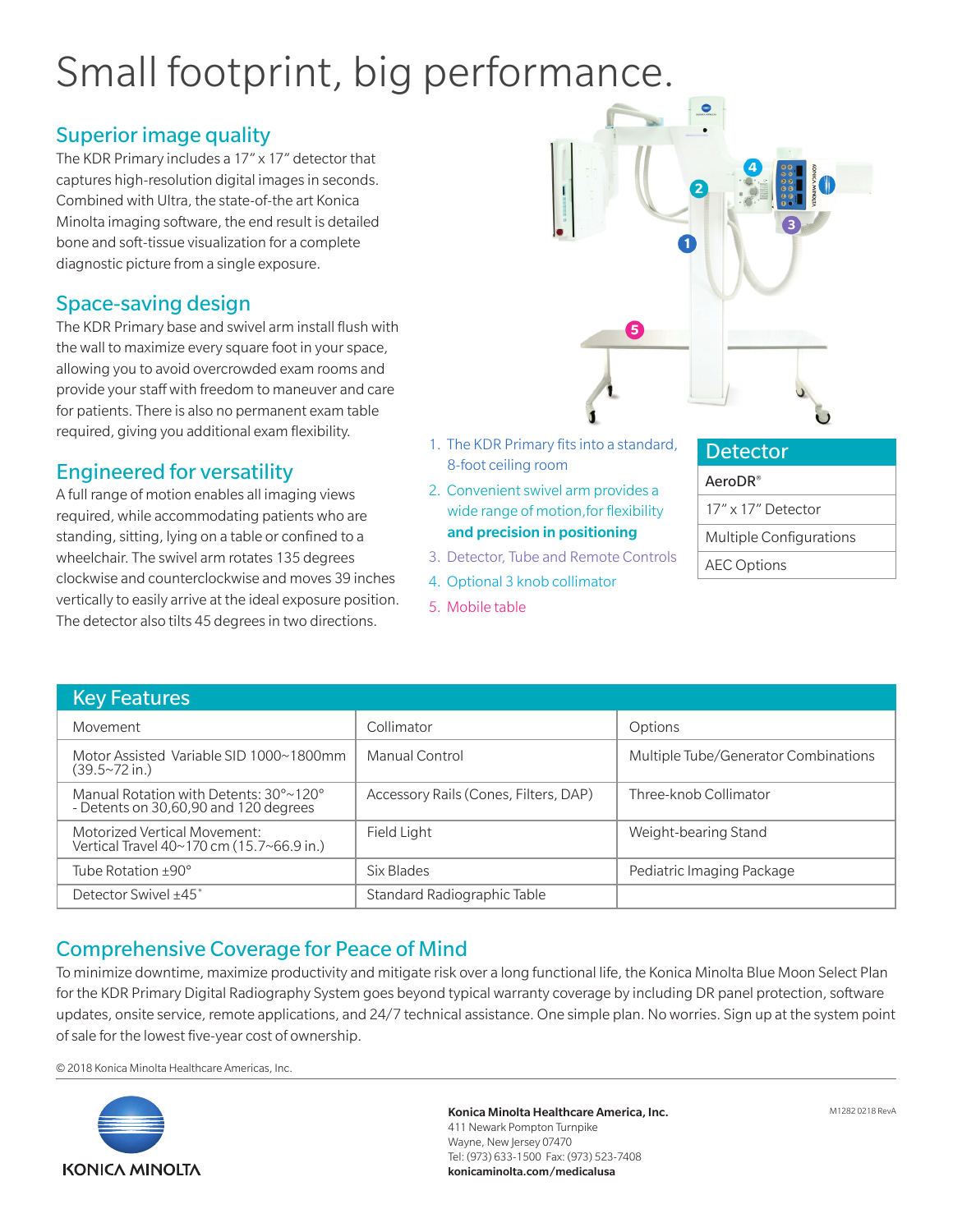# Small footprint, big performance.

## Superior image quality

The KDR Primary includes a 17" x 17" detector that captures high-resolution digital images in seconds. Combined with Ultra, the state-of-the art Konica Minolta imaging software, the end result is detailed bone and soft-tissue visualization for a complete diagnostic picture from a single exposure.

## Space-saving design

The KDR Primary base and swivel arm install flush with the wall to maximize every square foot in your space, allowing you to avoid overcrowded exam rooms and provide your staff with freedom to maneuver and care for patients. There is also no permanent exam table required, giving you additional exam flexibility.

## Engineered for versatility

A full range of motion enables all imaging views required, while accommodating patients who are standing, sitting, lying on a table or confined to a wheelchair. The swivel arm rotates 135 degrees clockwise and counterclockwise and moves 39 inches vertically to easily arrive at the ideal exposure position. The detector also tilts 45 degrees in two directions.

1. The KDR Primary fits into a standard, 8-foot ceiling room
2. Convenient swivel arm provides a wide range of motion, for flexibility **and precision in positioning**
3. Detector, Tube and Remote Controls
4. Optional 3 knob collimator
5. Mobile table

| Detector |
|---|
| AeroDR® |
| 17" x 17" Detector |
| Multiple Configurations |
| AEC Options |

## Key Features

| Movement | Collimator | Options |
|---|---|---|
| Motor Assisted Variable SID 1000~1800mm (39.5~72 in.) | Manual Control | Multiple Tube/Generator Combinations |
| Manual Rotation with Detents: 30°~120° - Detents on 30,60,90 and 120 degrees | Accessory Rails (Cones, Filters, DAP) | Three-knob Collimator |
| Motorized Vertical Movement: Vertical Travel 40~170 cm (15.7~66.9 in.) | Field Light | Weight-bearing Stand |
| Tube Rotation ±90° | Six Blades | Pediatric Imaging Package |
| Detector Swivel ±45˚ | Standard Radiographic Table | |

## Comprehensive Coverage for Peace of Mind

To minimize downtime, maximize productivity and mitigate risk over a long functional life, the Konica Minolta Blue Moon Select Plan for the KDR Primary Digital Radiography System goes beyond typical warranty coverage by including DR panel protection, software updates, onsite service, remote applications, and 24/7 technical assistance. One simple plan. No worries. Sign up at the system point of sale for the lowest five-year cost of ownership.

© 2018 Konica Minolta Healthcare Americas, Inc.

KONICA MINOLTA

**Konica Minolta Healthcare America, Inc.**
411 Newark Pompton Turnpike
Wayne, New Jersey 07470
Tel: (973) 633-1500 Fax: (973) 523-7408
**konicaminolta.com/medicalusa**

M1282 0218 RevA